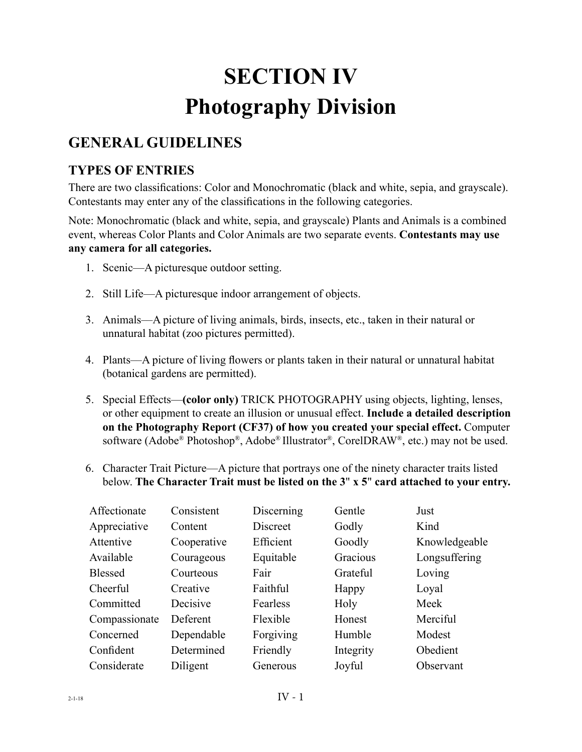# SECTION IV
# Photography Division

## GENERAL GUIDELINES

### TYPES OF ENTRIES

There are two classifications: Color and Monochromatic (black and white, sepia, and grayscale). Contestants may enter any of the classifications in the following categories.

Note: Monochromatic (black and white, sepia, and grayscale) Plants and Animals is a combined event, whereas Color Plants and Color Animals are two separate events. **Contestants may use any camera for all categories.**

1. Scenic—A picturesque outdoor setting.
2. Still Life—A picturesque indoor arrangement of objects.
3. Animals—A picture of living animals, birds, insects, etc., taken in their natural or unnatural habitat (zoo pictures permitted).
4. Plants—A picture of living flowers or plants taken in their natural or unnatural habitat (botanical gardens are permitted).
5. Special Effects—**(color only)** TRICK PHOTOGRAPHY using objects, lighting, lenses, or other equipment to create an illusion or unusual effect. **Include a detailed description on the Photography Report (CF37) of how you created your special effect.** Computer software (Adobe® Photoshop®, Adobe® Illustrator®, CorelDRAW®, etc.) may not be used.
6. Character Trait Picture—A picture that portrays one of the ninety character traits listed below. **The Character Trait must be listed on the 3" x 5" card attached to your entry.**

| | | | | |
|---|---|---|---|---|
| Affectionate | Consistent | Discerning | Gentle | Just |
| Appreciative | Content | Discreet | Godly | Kind |
| Attentive | Cooperative | Efficient | Goodly | Knowledgeable |
| Available | Courageous | Equitable | Gracious | Longsuffering |
| Blessed | Courteous | Fair | Grateful | Loving |
| Cheerful | Creative | Faithful | Happy | Loyal |
| Committed | Decisive | Fearless | Holy | Meek |
| Compassionate | Deferent | Flexible | Honest | Merciful |
| Concerned | Dependable | Forgiving | Humble | Modest |
| Confident | Determined | Friendly | Integrity | Obedient |
| Considerate | Diligent | Generous | Joyful | Observant |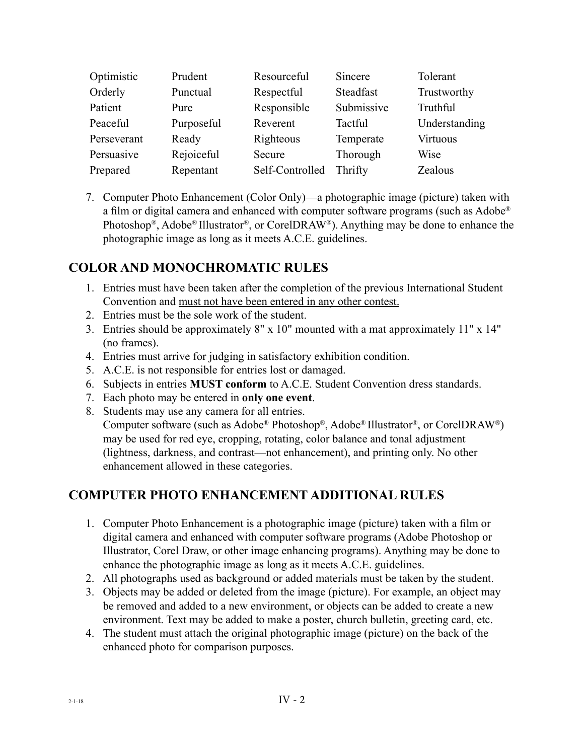| | | | | |
|---|---|---|---|---|
| Optimistic | Prudent | Resourceful | Sincere | Tolerant |
| Orderly | Punctual | Respectful | Steadfast | Trustworthy |
| Patient | Pure | Responsible | Submissive | Truthful |
| Peaceful | Purposeful | Reverent | Tactful | Understanding |
| Perseverant | Ready | Righteous | Temperate | Virtuous |
| Persuasive | Rejoiceful | Secure | Thorough | Wise |
| Prepared | Repentant | Self-Controlled | Thrifty | Zealous |

7. Computer Photo Enhancement (Color Only)—a photographic image (picture) taken with a film or digital camera and enhanced with computer software programs (such as Adobe® Photoshop®, Adobe® Illustrator®, or CorelDRAW®). Anything may be done to enhance the photographic image as long as it meets A.C.E. guidelines.

## COLOR AND MONOCHROMATIC RULES

1. Entries must have been taken after the completion of the previous International Student Convention and <u>must not have been entered in any other contest.</u>
2. Entries must be the sole work of the student.
3. Entries should be approximately 8" x 10" mounted with a mat approximately 11" x 14" (no frames).
4. Entries must arrive for judging in satisfactory exhibition condition.
5. A.C.E. is not responsible for entries lost or damaged.
6. Subjects in entries **MUST conform** to A.C.E. Student Convention dress standards.
7. Each photo may be entered in **only one event**.
8. Students may use any camera for all entries.
   Computer software (such as Adobe® Photoshop®, Adobe® Illustrator®, or CorelDRAW®) may be used for red eye, cropping, rotating, color balance and tonal adjustment (lightness, darkness, and contrast—not enhancement), and printing only. No other enhancement allowed in these categories.

## COMPUTER PHOTO ENHANCEMENT ADDITIONAL RULES

1. Computer Photo Enhancement is a photographic image (picture) taken with a film or digital camera and enhanced with computer software programs (Adobe Photoshop or Illustrator, Corel Draw, or other image enhancing programs). Anything may be done to enhance the photographic image as long as it meets A.C.E. guidelines.
2. All photographs used as background or added materials must be taken by the student.
3. Objects may be added or deleted from the image (picture). For example, an object may be removed and added to a new environment, or objects can be added to create a new environment. Text may be added to make a poster, church bulletin, greeting card, etc.
4. The student must attach the original photographic image (picture) on the back of the enhanced photo for comparison purposes.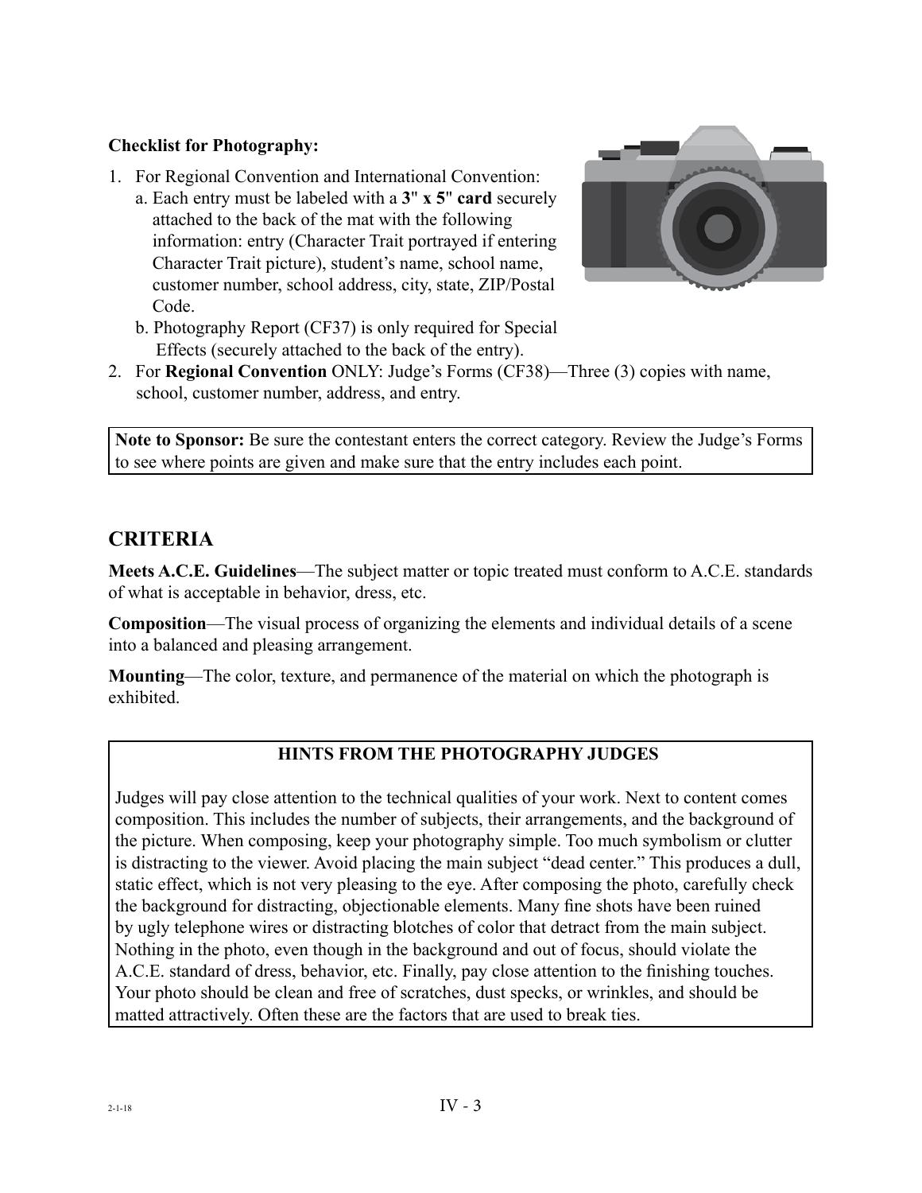**Checklist for Photography:**

1. For Regional Convention and International Convention:
   a. Each entry must be labeled with a **3" x 5" card** securely attached to the back of the mat with the following information: entry (Character Trait portrayed if entering Character Trait picture), student's name, school name, customer number, school address, city, state, ZIP/Postal Code.
   b. Photography Report (CF37) is only required for Special Effects (securely attached to the back of the entry).
2. For **Regional Convention** ONLY: Judge's Forms (CF38)—Three (3) copies with name, school, customer number, address, and entry.

**Note to Sponsor:** Be sure the contestant enters the correct category. Review the Judge's Forms to see where points are given and make sure that the entry includes each point.

## CRITERIA

**Meets A.C.E. Guidelines**—The subject matter or topic treated must conform to A.C.E. standards of what is acceptable in behavior, dress, etc.

**Composition**—The visual process of organizing the elements and individual details of a scene into a balanced and pleasing arrangement.

**Mounting**—The color, texture, and permanence of the material on which the photograph is exhibited.

**HINTS FROM THE PHOTOGRAPHY JUDGES**

Judges will pay close attention to the technical qualities of your work. Next to content comes composition. This includes the number of subjects, their arrangements, and the background of the picture. When composing, keep your photography simple. Too much symbolism or clutter is distracting to the viewer. Avoid placing the main subject "dead center." This produces a dull, static effect, which is not very pleasing to the eye. After composing the photo, carefully check the background for distracting, objectionable elements. Many fine shots have been ruined by ugly telephone wires or distracting blotches of color that detract from the main subject. Nothing in the photo, even though in the background and out of focus, should violate the A.C.E. standard of dress, behavior, etc. Finally, pay close attention to the finishing touches. Your photo should be clean and free of scratches, dust specks, or wrinkles, and should be matted attractively. Often these are the factors that are used to break ties.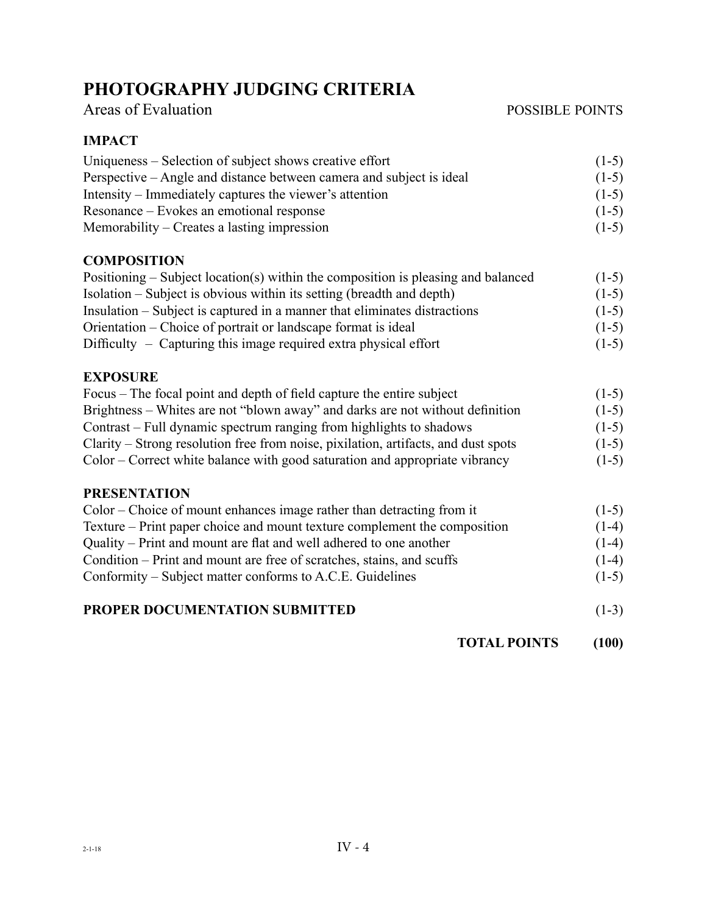# PHOTOGRAPHY JUDGING CRITERIA

| Areas of Evaluation | POSSIBLE POINTS |
|---|---|
| **IMPACT** | |
| Uniqueness – Selection of subject shows creative effort | (1-5) |
| Perspective – Angle and distance between camera and subject is ideal | (1-5) |
| Intensity – Immediately captures the viewer's attention | (1-5) |
| Resonance – Evokes an emotional response | (1-5) |
| Memorability – Creates a lasting impression | (1-5) |
| **COMPOSITION** | |
| Positioning – Subject location(s) within the composition is pleasing and balanced | (1-5) |
| Isolation – Subject is obvious within its setting (breadth and depth) | (1-5) |
| Insulation – Subject is captured in a manner that eliminates distractions | (1-5) |
| Orientation – Choice of portrait or landscape format is ideal | (1-5) |
| Difficulty – Capturing this image required extra physical effort | (1-5) |
| **EXPOSURE** | |
| Focus – The focal point and depth of field capture the entire subject | (1-5) |
| Brightness – Whites are not "blown away" and darks are not without definition | (1-5) |
| Contrast – Full dynamic spectrum ranging from highlights to shadows | (1-5) |
| Clarity – Strong resolution free from noise, pixilation, artifacts, and dust spots | (1-5) |
| Color – Correct white balance with good saturation and appropriate vibrancy | (1-5) |
| **PRESENTATION** | |
| Color – Choice of mount enhances image rather than detracting from it | (1-5) |
| Texture – Print paper choice and mount texture complement the composition | (1-4) |
| Quality – Print and mount are flat and well adhered to one another | (1-4) |
| Condition – Print and mount are free of scratches, stains, and scuffs | (1-4) |
| Conformity – Subject matter conforms to A.C.E. Guidelines | (1-5) |
| **PROPER DOCUMENTATION SUBMITTED** | (1-3) |
| **TOTAL POINTS** | **(100)** |

2-1-18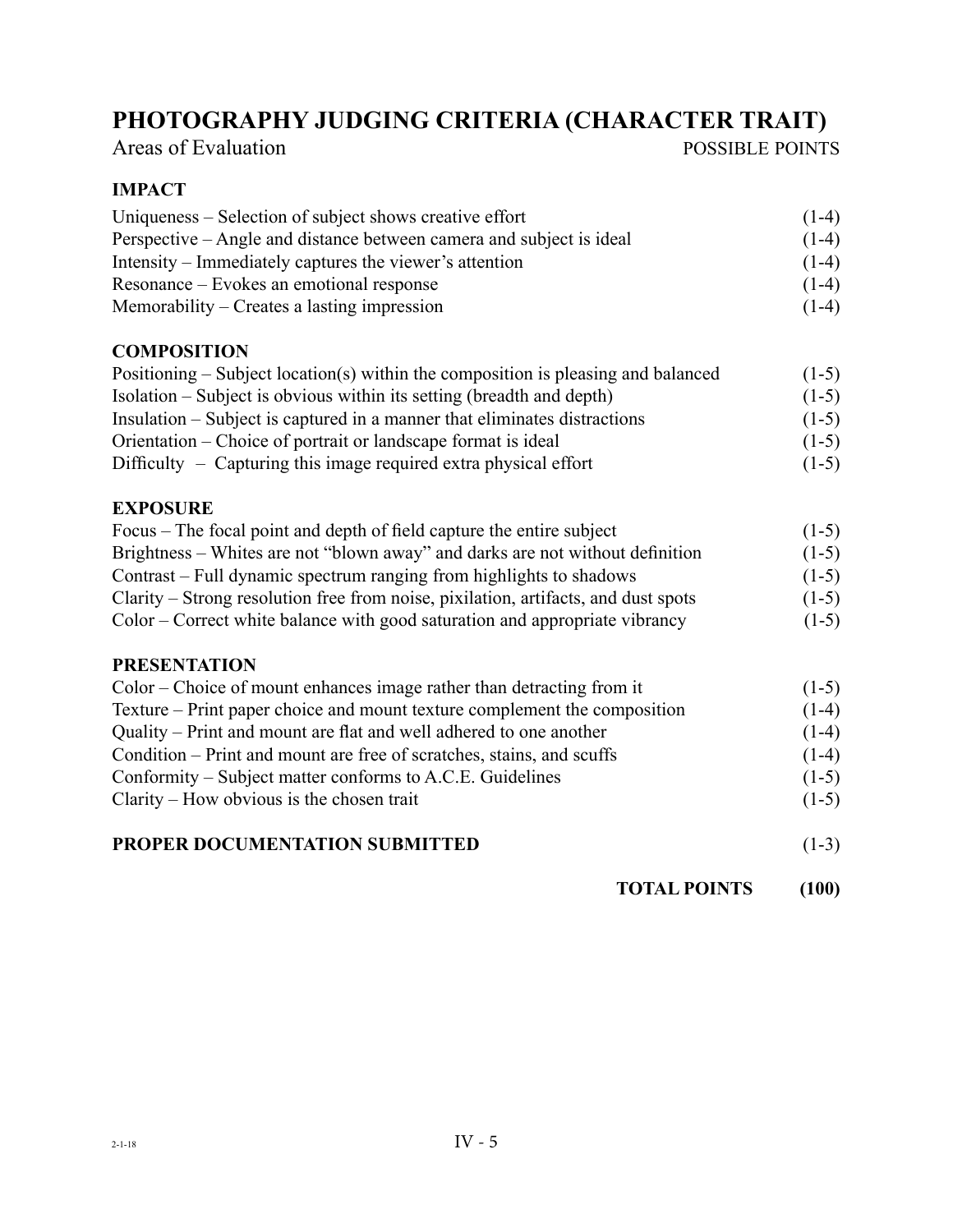# PHOTOGRAPHY JUDGING CRITERIA (CHARACTER TRAIT)

| Areas of Evaluation | POSSIBLE POINTS |
|---|---|
| **IMPACT** | |
| Uniqueness – Selection of subject shows creative effort | (1-4) |
| Perspective – Angle and distance between camera and subject is ideal | (1-4) |
| Intensity – Immediately captures the viewer's attention | (1-4) |
| Resonance – Evokes an emotional response | (1-4) |
| Memorability – Creates a lasting impression | (1-4) |
| **COMPOSITION** | |
| Positioning – Subject location(s) within the composition is pleasing and balanced | (1-5) |
| Isolation – Subject is obvious within its setting (breadth and depth) | (1-5) |
| Insulation – Subject is captured in a manner that eliminates distractions | (1-5) |
| Orientation – Choice of portrait or landscape format is ideal | (1-5) |
| Difficulty – Capturing this image required extra physical effort | (1-5) |
| **EXPOSURE** | |
| Focus – The focal point and depth of field capture the entire subject | (1-5) |
| Brightness – Whites are not "blown away" and darks are not without definition | (1-5) |
| Contrast – Full dynamic spectrum ranging from highlights to shadows | (1-5) |
| Clarity – Strong resolution free from noise, pixilation, artifacts, and dust spots | (1-5) |
| Color – Correct white balance with good saturation and appropriate vibrancy | (1-5) |
| **PRESENTATION** | |
| Color – Choice of mount enhances image rather than detracting from it | (1-5) |
| Texture – Print paper choice and mount texture complement the composition | (1-4) |
| Quality – Print and mount are flat and well adhered to one another | (1-4) |
| Condition – Print and mount are free of scratches, stains, and scuffs | (1-4) |
| Conformity – Subject matter conforms to A.C.E. Guidelines | (1-5) |
| Clarity – How obvious is the chosen trait | (1-5) |
| **PROPER DOCUMENTATION SUBMITTED** | (1-3) |
| **TOTAL POINTS** | **(100)** |

2-1-18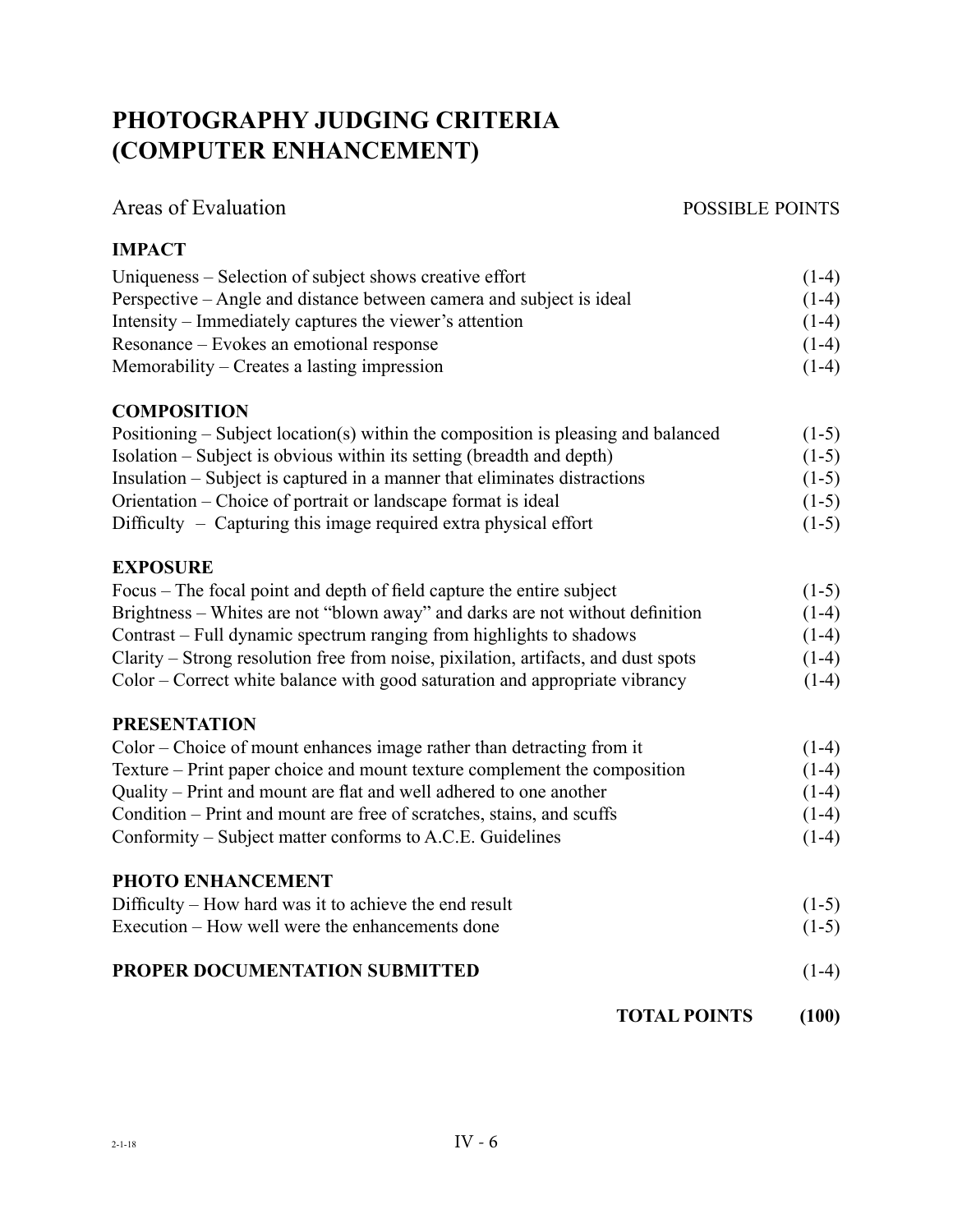# PHOTOGRAPHY JUDGING CRITERIA (COMPUTER ENHANCEMENT)

| Areas of Evaluation | POSSIBLE POINTS |
| --- | --- |
| **IMPACT** | |
| Uniqueness – Selection of subject shows creative effort | (1-4) |
| Perspective – Angle and distance between camera and subject is ideal | (1-4) |
| Intensity – Immediately captures the viewer's attention | (1-4) |
| Resonance – Evokes an emotional response | (1-4) |
| Memorability – Creates a lasting impression | (1-4) |
| **COMPOSITION** | |
| Positioning – Subject location(s) within the composition is pleasing and balanced | (1-5) |
| Isolation – Subject is obvious within its setting (breadth and depth) | (1-5) |
| Insulation – Subject is captured in a manner that eliminates distractions | (1-5) |
| Orientation – Choice of portrait or landscape format is ideal | (1-5) |
| Difficulty – Capturing this image required extra physical effort | (1-5) |
| **EXPOSURE** | |
| Focus – The focal point and depth of field capture the entire subject | (1-5) |
| Brightness – Whites are not "blown away" and darks are not without definition | (1-4) |
| Contrast – Full dynamic spectrum ranging from highlights to shadows | (1-4) |
| Clarity – Strong resolution free from noise, pixilation, artifacts, and dust spots | (1-4) |
| Color – Correct white balance with good saturation and appropriate vibrancy | (1-4) |
| **PRESENTATION** | |
| Color – Choice of mount enhances image rather than detracting from it | (1-4) |
| Texture – Print paper choice and mount texture complement the composition | (1-4) |
| Quality – Print and mount are flat and well adhered to one another | (1-4) |
| Condition – Print and mount are free of scratches, stains, and scuffs | (1-4) |
| Conformity – Subject matter conforms to A.C.E. Guidelines | (1-4) |
| **PHOTO ENHANCEMENT** | |
| Difficulty – How hard was it to achieve the end result | (1-5) |
| Execution – How well were the enhancements done | (1-5) |
| **PROPER DOCUMENTATION SUBMITTED** | (1-4) |
| **TOTAL POINTS** | **(100)** |

2-1-18